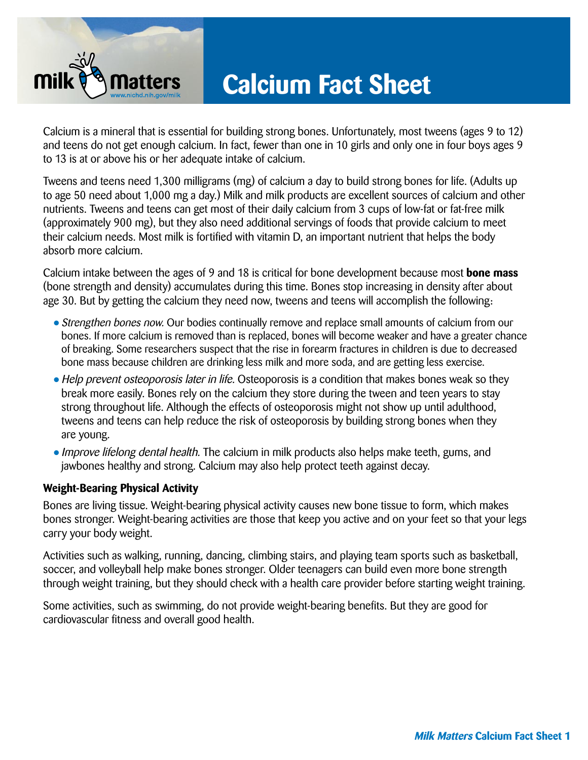# Calcium Fact Sheet

Calcium is a mineral that is essential for building strong bones. Unfortunately, most tweens (ages 9 to 12) and teens do not get enough calcium. In fact, fewer than one in 10 girls and only one in four boys ages 9 to 13 is at or above his or her adequate intake of calcium.

Tweens and teens need 1,300 milligrams (mg) of calcium a day to build strong bones for life. (Adults up to age 50 need about 1,000 mg a day.) Milk and milk products are excellent sources of calcium and other nutrients. Tweens and teens can get most of their daily calcium from 3 cups of low-fat or fat-free milk (approximately 900 mg), but they also need additional servings of foods that provide calcium to meet their calcium needs. Most milk is fortified with vitamin D, an important nutrient that helps the body absorb more calcium.

Calcium intake between the ages of 9 and 18 is critical for bone development because most **bone mass** (bone strength and density) accumulates during this time. Bones stop increasing in density after about age 30. But by getting the calcium they need now, tweens and teens will accomplish the following:

- *Strengthen bones now.* Our bodies continually remove and replace small amounts of calcium from our bones. If more calcium is removed than is replaced, bones will become weaker and have a greater chance of breaking. Some researchers suspect that the rise in forearm fractures in children is due to decreased bone mass because children are drinking less milk and more soda, and are getting less exercise.
- *Help prevent osteoporosis later in life.* Osteoporosis is a condition that makes bones weak so they break more easily. Bones rely on the calcium they store during the tween and teen years to stay strong throughout life. Although the effects of osteoporosis might not show up until adulthood, tweens and teens can help reduce the risk of osteoporosis by building strong bones when they are young.
- *Improve lifelong dental health.* The calcium in milk products also helps make teeth, gums, and jawbones healthy and strong. Calcium may also help protect teeth against decay.

### Weight-Bearing Physical Activity

Bones are living tissue. Weight-bearing physical activity causes new bone tissue to form, which makes bones stronger. Weight-bearing activities are those that keep you active and on your feet so that your legs carry your body weight.

Activities such as walking, running, dancing, climbing stairs, and playing team sports such as basketball, soccer, and volleyball help make bones stronger. Older teenagers can build even more bone strength through weight training, but they should check with a health care provider before starting weight training.

Some activities, such as swimming, do not provide weight-bearing benefits. But they are good for cardiovascular fitness and overall good health.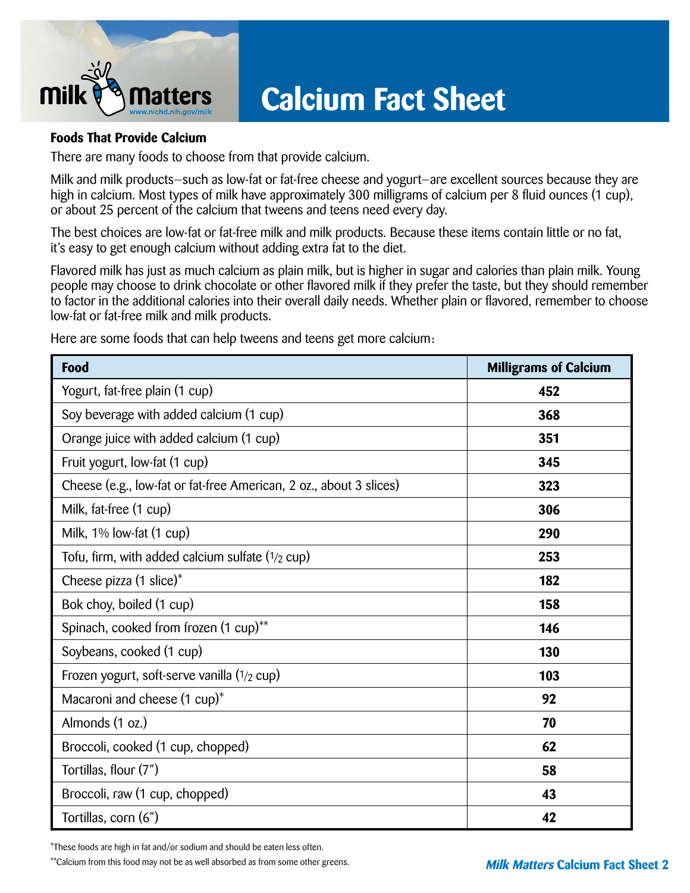# Calcium Fact Sheet

**Foods That Provide Calcium**

There are many foods to choose from that provide calcium.

Milk and milk products—such as low-fat or fat-free cheese and yogurt—are excellent sources because they are high in calcium. Most types of milk have approximately 300 milligrams of calcium per 8 fluid ounces (1 cup), or about 25 percent of the calcium that tweens and teens need every day.

The best choices are low-fat or fat-free milk and milk products. Because these items contain little or no fat, it's easy to get enough calcium without adding extra fat to the diet.

Flavored milk has just as much calcium as plain milk, but is higher in sugar and calories than plain milk. Young people may choose to drink chocolate or other flavored milk if they prefer the taste, but they should remember to factor in the additional calories into their overall daily needs. Whether plain or flavored, remember to choose low-fat or fat-free milk and milk products.

Here are some foods that can help tweens and teens get more calcium:

| Food | Milligrams of Calcium |
|---|---|
| Yogurt, fat-free plain (1 cup) | **452** |
| Soy beverage with added calcium (1 cup) | **368** |
| Orange juice with added calcium (1 cup) | **351** |
| Fruit yogurt, low-fat (1 cup) | **345** |
| Cheese (e.g., low-fat or fat-free American, 2 oz., about 3 slices) | **323** |
| Milk, fat-free (1 cup) | **306** |
| Milk, 1% low-fat (1 cup) | **290** |
| Tofu, firm, with added calcium sulfate (1/2 cup) | **253** |
| Cheese pizza (1 slice)* | **182** |
| Bok choy, boiled (1 cup) | **158** |
| Spinach, cooked from frozen (1 cup)** | **146** |
| Soybeans, cooked (1 cup) | **130** |
| Frozen yogurt, soft-serve vanilla (1/2 cup) | **103** |
| Macaroni and cheese (1 cup)* | **92** |
| Almonds (1 oz.) | **70** |
| Broccoli, cooked (1 cup, chopped) | **62** |
| Tortillas, flour (7") | **58** |
| Broccoli, raw (1 cup, chopped) | **43** |
| Tortillas, corn (6") | **42** |

*These foods are high in fat and/or sodium and should be eaten less often.

**Calcium from this food may not be as well absorbed as from some other greens.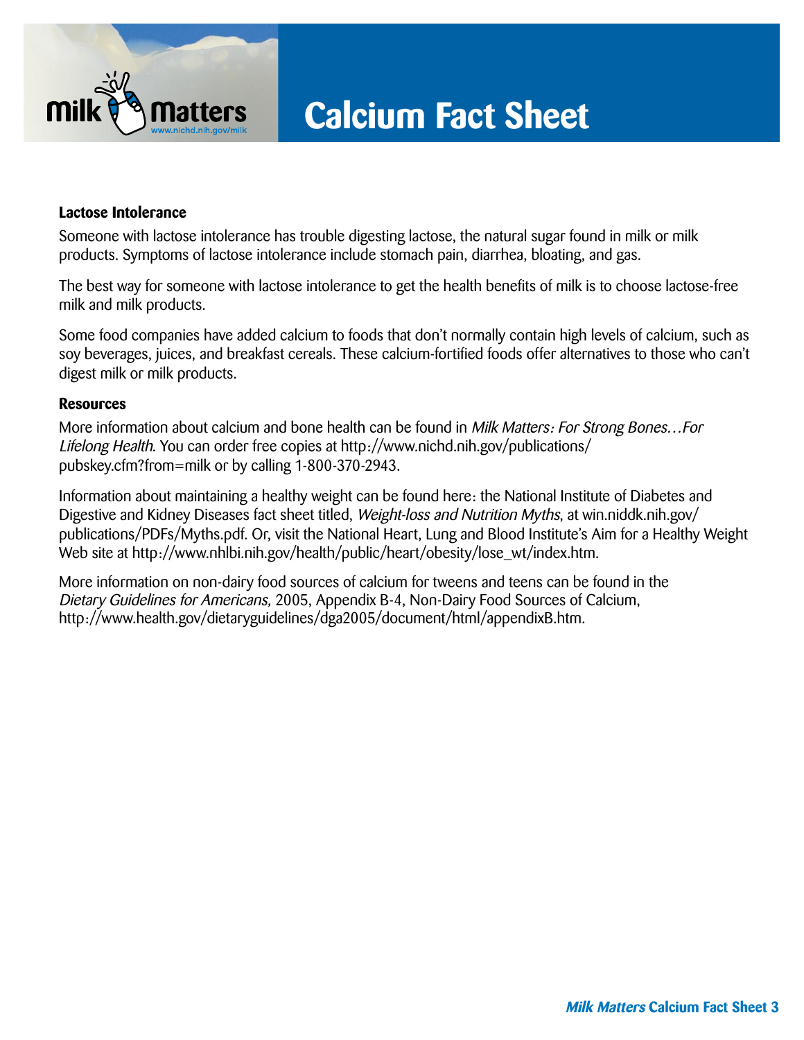# Calcium Fact Sheet

### Lactose Intolerance

Someone with lactose intolerance has trouble digesting lactose, the natural sugar found in milk or milk products. Symptoms of lactose intolerance include stomach pain, diarrhea, bloating, and gas.

The best way for someone with lactose intolerance to get the health benefits of milk is to choose lactose-free milk and milk products.

Some food companies have added calcium to foods that don't normally contain high levels of calcium, such as soy beverages, juices, and breakfast cereals. These calcium-fortified foods offer alternatives to those who can't digest milk or milk products.

### Resources

More information about calcium and bone health can be found in *Milk Matters: For Strong Bones…For Lifelong Health*. You can order free copies at http://www.nichd.nih.gov/publications/pubskey.cfm?from=milk or by calling 1-800-370-2943.

Information about maintaining a healthy weight can be found here: the National Institute of Diabetes and Digestive and Kidney Diseases fact sheet titled, *Weight-loss and Nutrition Myths*, at win.niddk.nih.gov/publications/PDFs/Myths.pdf. Or, visit the National Heart, Lung and Blood Institute's Aim for a Healthy Weight Web site at http://www.nhlbi.nih.gov/health/public/heart/obesity/lose_wt/index.htm.

More information on non-dairy food sources of calcium for tweens and teens can be found in the *Dietary Guidelines for Americans,* 2005, Appendix B-4, Non-Dairy Food Sources of Calcium, http://www.health.gov/dietaryguidelines/dga2005/document/html/appendixB.htm.